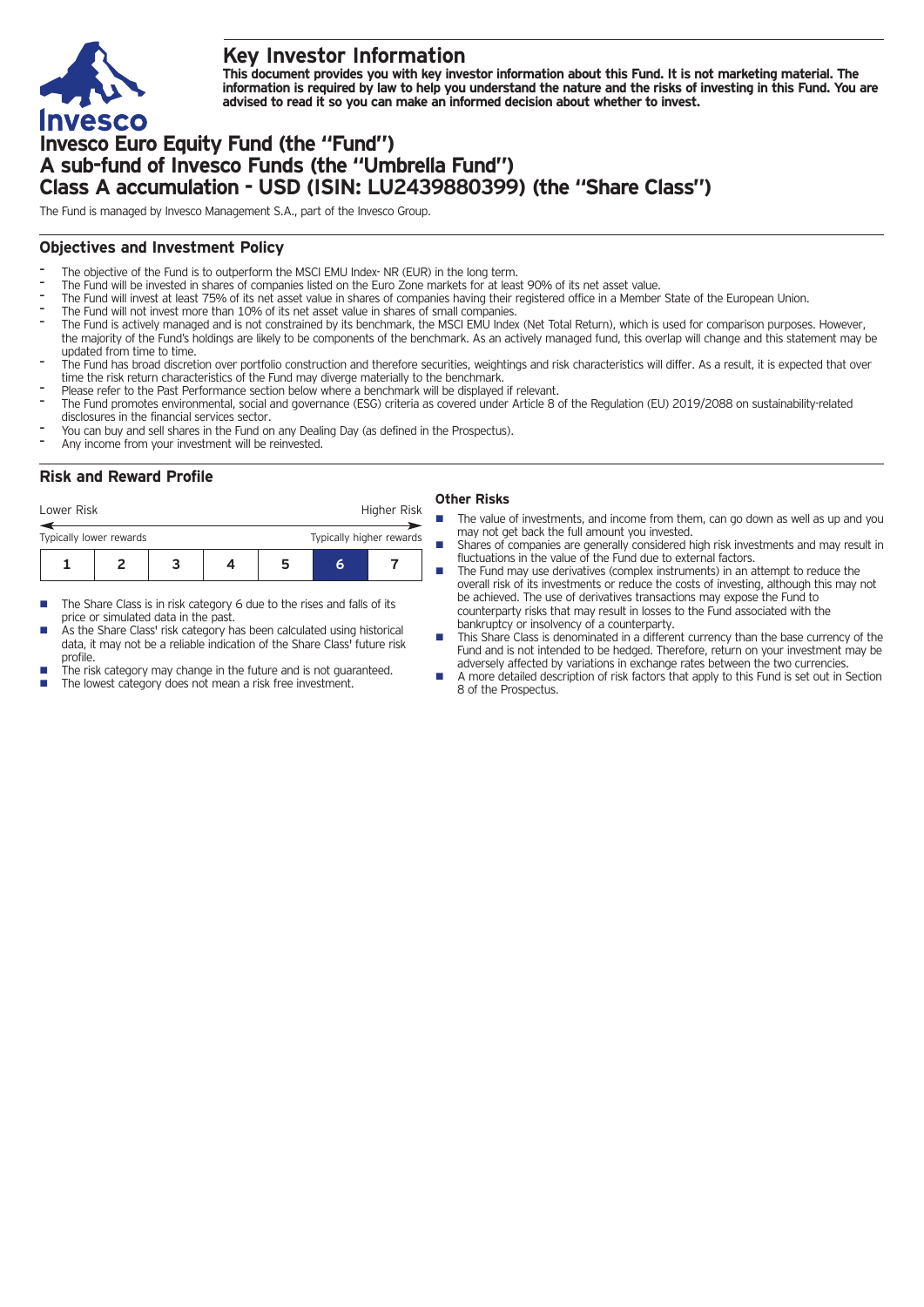# Key Investor Information

**This document provides you with key investor information about this Fund. It is not marketing material. The information is required by law to help you understand the nature and the risks of investing in this Fund. You are advised to read it so you can make an informed decision about whether to invest.**

# Invesco Euro Equity Fund (the "Fund")
# A sub-fund of Invesco Funds (the "Umbrella Fund")
# Class A accumulation - USD (ISIN: LU2439880399) (the "Share Class")

The Fund is managed by Invesco Management S.A., part of the Invesco Group.

## Objectives and Investment Policy

- The objective of the Fund is to outperform the MSCI EMU Index- NR (EUR) in the long term.
- The Fund will be invested in shares of companies listed on the Euro Zone markets for at least 90% of its net asset value.
- The Fund will invest at least 75% of its net asset value in shares of companies having their registered office in a Member State of the European Union.
- The Fund will not invest more than 10% of its net asset value in shares of small companies.
- The Fund is actively managed and is not constrained by its benchmark, the MSCI EMU Index (Net Total Return), which is used for comparison purposes. However, the majority of the Fund's holdings are likely to be components of the benchmark. As an actively managed fund, this overlap will change and this statement may be updated from time to time.
- The Fund has broad discretion over portfolio construction and therefore securities, weightings and risk characteristics will differ. As a result, it is expected that over time the risk return characteristics of the Fund may diverge materially to the benchmark.
- Please refer to the Past Performance section below where a benchmark will be displayed if relevant.
- The Fund promotes environmental, social and governance (ESG) criteria as covered under Article 8 of the Regulation (EU) 2019/2088 on sustainability-related disclosures in the financial services sector.
- You can buy and sell shares in the Fund on any Dealing Day (as defined in the Prospectus).
- Any income from your investment will be reinvested.

## Risk and Reward Profile

| Lower Risk | | | | | | Higher Risk |
|---|---|---|---|---|---|---|
| Typically lower rewards | | | | | | Typically higher rewards |
| 1 | 2 | 3 | 4 | 5 | **6** | 7 |

- The Share Class is in risk category 6 due to the rises and falls of its price or simulated data in the past.
- As the Share Class' risk category has been calculated using historical data, it may not be a reliable indication of the Share Class' future risk profile.
- The risk category may change in the future and is not guaranteed.
- The lowest category does not mean a risk free investment.

### Other Risks

- The value of investments, and income from them, can go down as well as up and you may not get back the full amount you invested.
- Shares of companies are generally considered high risk investments and may result in fluctuations in the value of the Fund due to external factors.
- The Fund may use derivatives (complex instruments) in an attempt to reduce the overall risk of its investments or reduce the costs of investing, although this may not be achieved. The use of derivatives transactions may expose the Fund to counterparty risks that may result in losses to the Fund associated with the bankruptcy or insolvency of a counterparty.
- This Share Class is denominated in a different currency than the base currency of the Fund and is not intended to be hedged. Therefore, return on your investment may be adversely affected by variations in exchange rates between the two currencies.
- A more detailed description of risk factors that apply to this Fund is set out in Section 8 of the Prospectus.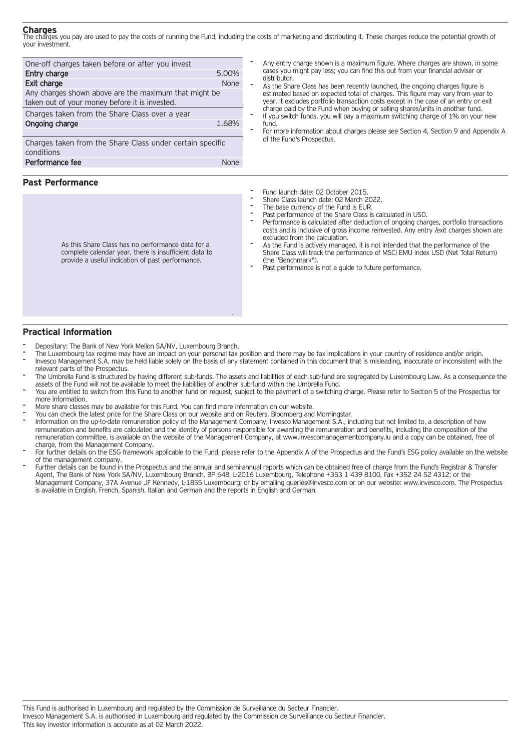## Charges

The charges you pay are used to pay the costs of running the Fund, including the costs of marketing and distributing it. These charges reduce the potential growth of your investment.

| | |
|---|---|
| One-off charges taken before or after you invest | |
| **Entry charge** | 5.00% |
| **Exit charge** | None |
| Any charges shown above are the maximum that might be taken out of your money before it is invested. | |
| Charges taken from the Share Class over a year | |
| **Ongoing charge** | 1.68% |
| Charges taken from the Share Class under certain specific conditions | |
| **Performance fee** | None |

- Any entry charge shown is a maximum figure. Where charges are shown, in some cases you might pay less; you can find this out from your financial adviser or distributor.
- As the Share Class has been recently launched, the ongoing charges figure is estimated based on expected total of charges. This figure may vary from year to year. It excludes portfolio transaction costs except in the case of an entry or exit charge paid by the Fund when buying or selling shares/units in another fund.
- If you switch funds, you will pay a maximum switching charge of 1% on your new fund.
- For more information about charges please see Section 4, Section 9 and Appendix A of the Fund's Prospectus.

## Past Performance

As this Share Class has no performance data for a complete calendar year, there is insufficient data to provide a useful indication of past performance.

- Fund launch date: 02 October 2015.
- Share Class launch date: 02 March 2022.
- The base currency of the Fund is EUR.
- Past performance of the Share Class is calculated in USD.
- Performance is calculated after deduction of ongoing charges, portfolio transactions costs and is inclusive of gross income reinvested. Any entry /exit charges shown are excluded from the calculation.
- As the Fund is actively managed, it is not intended that the performance of the Share Class will track the performance of MSCI EMU Index USD (Net Total Return) (the "Benchmark").
- Past performance is not a guide to future performance.

## Practical Information

- Depositary: The Bank of New York Mellon SA/NV, Luxembourg Branch.
- The Luxembourg tax regime may have an impact on your personal tax position and there may be tax implications in your country of residence and/or origin.
- Invesco Management S.A. may be held liable solely on the basis of any statement contained in this document that is misleading, inaccurate or inconsistent with the relevant parts of the Prospectus.
- The Umbrella Fund is structured by having different sub-funds. The assets and liabilities of each sub-fund are segregated by Luxembourg Law. As a consequence the assets of the Fund will not be available to meet the liabilities of another sub-fund within the Umbrella Fund.
- You are entitled to switch from this Fund to another fund on request, subject to the payment of a switching charge. Please refer to Section 5 of the Prospectus for more information.
- More share classes may be available for this Fund. You can find more information on our website.
- You can check the latest price for the Share Class on our website and on Reuters, Bloomberg and Morningstar.
- Information on the up-to-date remuneration policy of the Management Company, Invesco Management S.A., including but not limited to, a description of how remuneration and benefits are calculated and the identity of persons responsible for awarding the remuneration and benefits, including the composition of the remuneration committee, is available on the website of the Management Company, at www.invescomanagementcompany.lu and a copy can be obtained, free of charge, from the Management Company.
- For further details on the ESG framework applicable to the Fund, please refer to the Appendix A of the Prospectus and the Fund's ESG policy available on the website of the management company.
- Further details can be found in the Prospectus and the annual and semi-annual reports which can be obtained free of charge from the Fund's Registrar & Transfer Agent, The Bank of New York SA/NV, Luxembourg Branch, BP 648, L-2016 Luxembourg, Telephone +353 1 439 8100, Fax +352 24 52 4312; or the Management Company, 37A Avenue JF Kennedy, L-1855 Luxembourg; or by emailing queries@invesco.com or on our website: www.invesco.com. The Prospectus is available in English, French, Spanish, Italian and German and the reports in English and German.

This Fund is authorised in Luxembourg and regulated by the Commission de Surveillance du Secteur Financier.
Invesco Management S.A. is authorised in Luxembourg and regulated by the Commission de Surveillance du Secteur Financier.
This key investor information is accurate as at 02 March 2022.